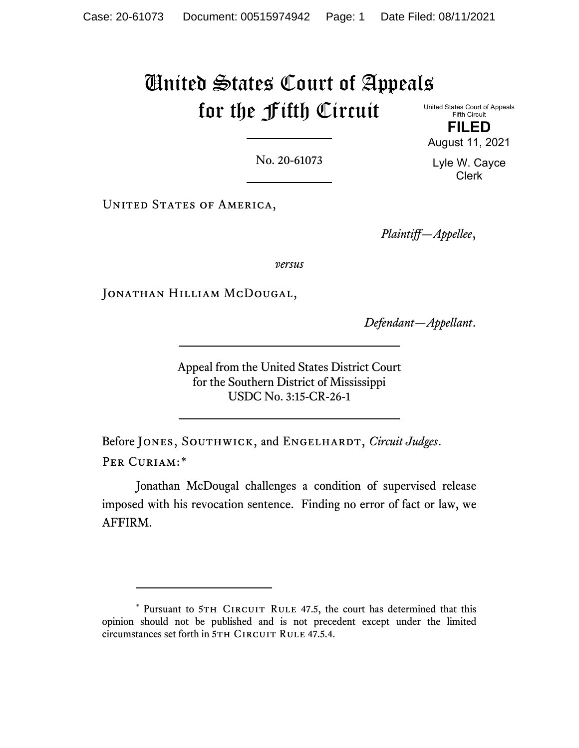# United States Court of Appeals for the Fifth Circuit

United States Court of Appeals
Fifth Circuit

**FILED**

August 11, 2021

Lyle W. Cayce
Clerk

No. 20-61073

United States of America,

*Plaintiff—Appellee*,

*versus*

Jonathan Hilliam McDougal,

*Defendant—Appellant*.

Appeal from the United States District Court
for the Southern District of Mississippi
USDC No. 3:15-CR-26-1

Before Jones, Southwick, and Engelhardt, *Circuit Judges*.

Per Curiam:*

Jonathan McDougal challenges a condition of supervised release imposed with his revocation sentence. Finding no error of fact or law, we AFFIRM.

---

* Pursuant to 5th Circuit Rule 47.5, the court has determined that this opinion should not be published and is not precedent except under the limited circumstances set forth in 5th Circuit Rule 47.5.4.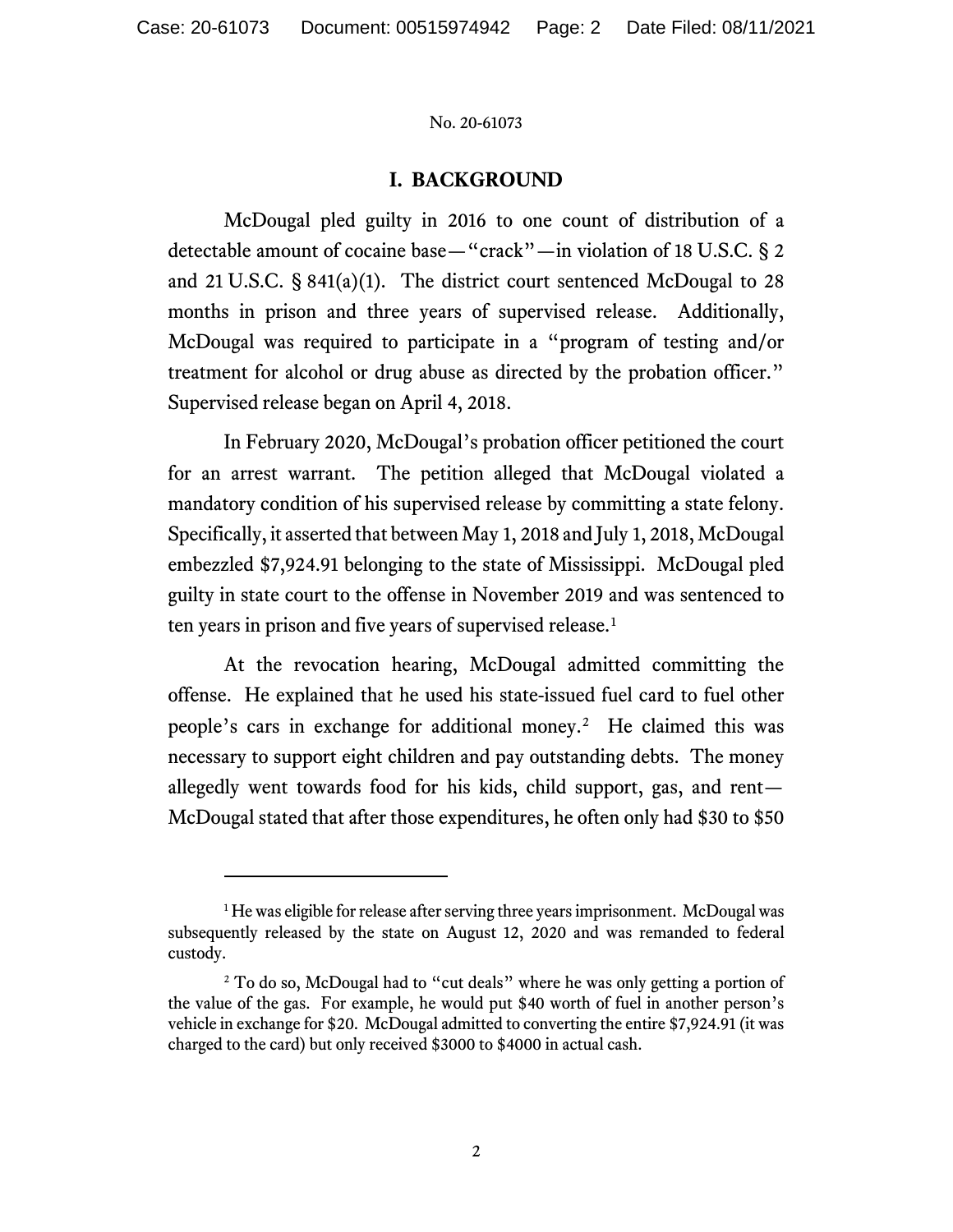## I. BACKGROUND

McDougal pled guilty in 2016 to one count of distribution of a detectable amount of cocaine base—"crack"—in violation of 18 U.S.C. § 2 and 21 U.S.C. § 841(a)(1). The district court sentenced McDougal to 28 months in prison and three years of supervised release. Additionally, McDougal was required to participate in a "program of testing and/or treatment for alcohol or drug abuse as directed by the probation officer." Supervised release began on April 4, 2018.

In February 2020, McDougal's probation officer petitioned the court for an arrest warrant. The petition alleged that McDougal violated a mandatory condition of his supervised release by committing a state felony. Specifically, it asserted that between May 1, 2018 and July 1, 2018, McDougal embezzled $7,924.91 belonging to the state of Mississippi. McDougal pled guilty in state court to the offense in November 2019 and was sentenced to ten years in prison and five years of supervised release.[1]

At the revocation hearing, McDougal admitted committing the offense. He explained that he used his state-issued fuel card to fuel other people's cars in exchange for additional money.[2] He claimed this was necessary to support eight children and pay outstanding debts. The money allegedly went towards food for his kids, child support, gas, and rent—McDougal stated that after those expenditures, he often only had $30 to $50

---

[1] He was eligible for release after serving three years imprisonment. McDougal was subsequently released by the state on August 12, 2020 and was remanded to federal custody.

[2] To do so, McDougal had to "cut deals" where he was only getting a portion of the value of the gas. For example, he would put $40 worth of fuel in another person's vehicle in exchange for $20. McDougal admitted to converting the entire $7,924.91 (it was charged to the card) but only received $3000 to $4000 in actual cash.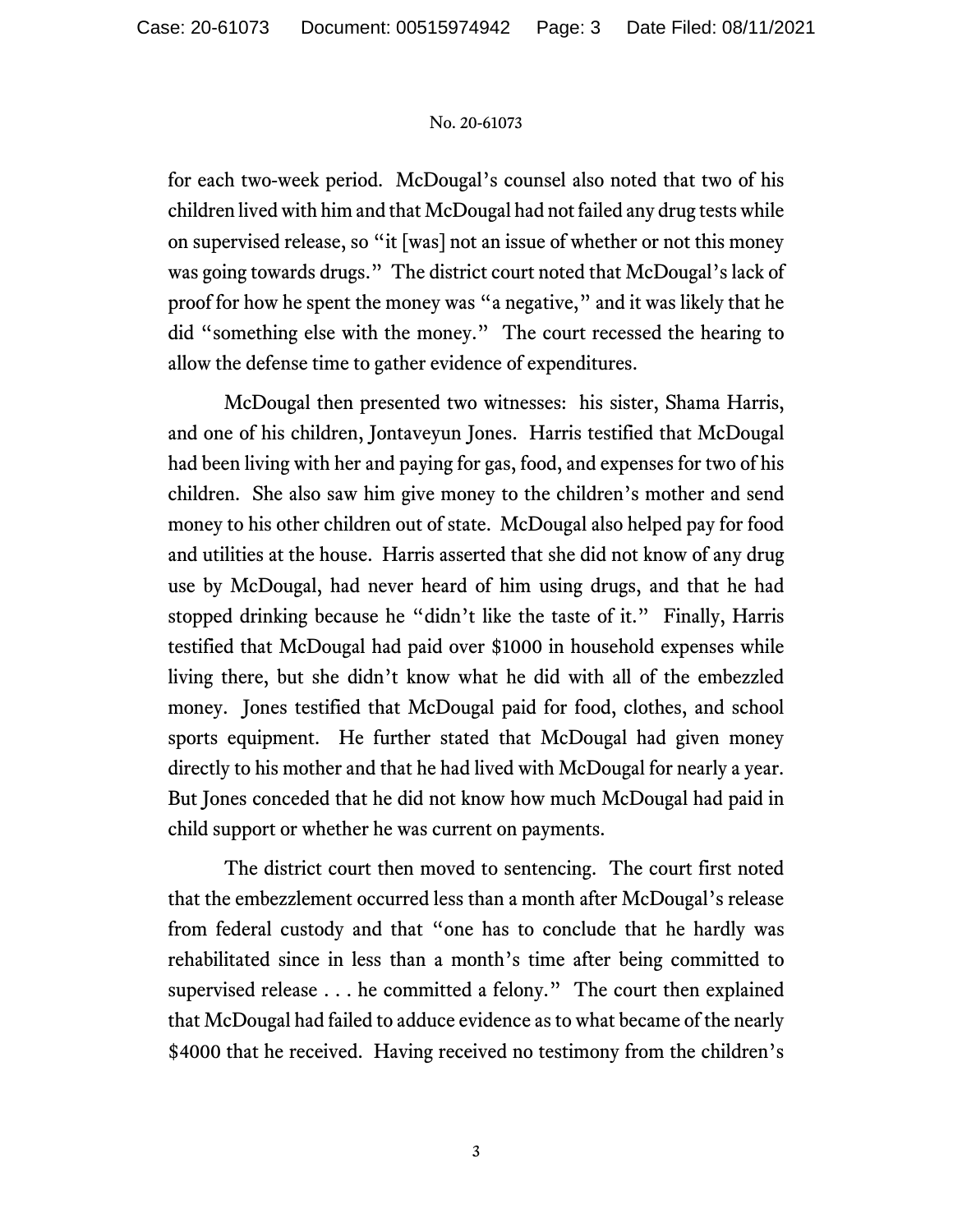for each two-week period. McDougal's counsel also noted that two of his children lived with him and that McDougal had not failed any drug tests while on supervised release, so "it [was] not an issue of whether or not this money was going towards drugs." The district court noted that McDougal's lack of proof for how he spent the money was "a negative," and it was likely that he did "something else with the money." The court recessed the hearing to allow the defense time to gather evidence of expenditures.

McDougal then presented two witnesses: his sister, Shama Harris, and one of his children, Jontaveyun Jones. Harris testified that McDougal had been living with her and paying for gas, food, and expenses for two of his children. She also saw him give money to the children's mother and send money to his other children out of state. McDougal also helped pay for food and utilities at the house. Harris asserted that she did not know of any drug use by McDougal, had never heard of him using drugs, and that he had stopped drinking because he "didn't like the taste of it." Finally, Harris testified that McDougal had paid over $1000 in household expenses while living there, but she didn't know what he did with all of the embezzled money. Jones testified that McDougal paid for food, clothes, and school sports equipment. He further stated that McDougal had given money directly to his mother and that he had lived with McDougal for nearly a year. But Jones conceded that he did not know how much McDougal had paid in child support or whether he was current on payments.

The district court then moved to sentencing. The court first noted that the embezzlement occurred less than a month after McDougal's release from federal custody and that "one has to conclude that he hardly was rehabilitated since in less than a month's time after being committed to supervised release . . . he committed a felony." The court then explained that McDougal had failed to adduce evidence as to what became of the nearly $4000 that he received. Having received no testimony from the children's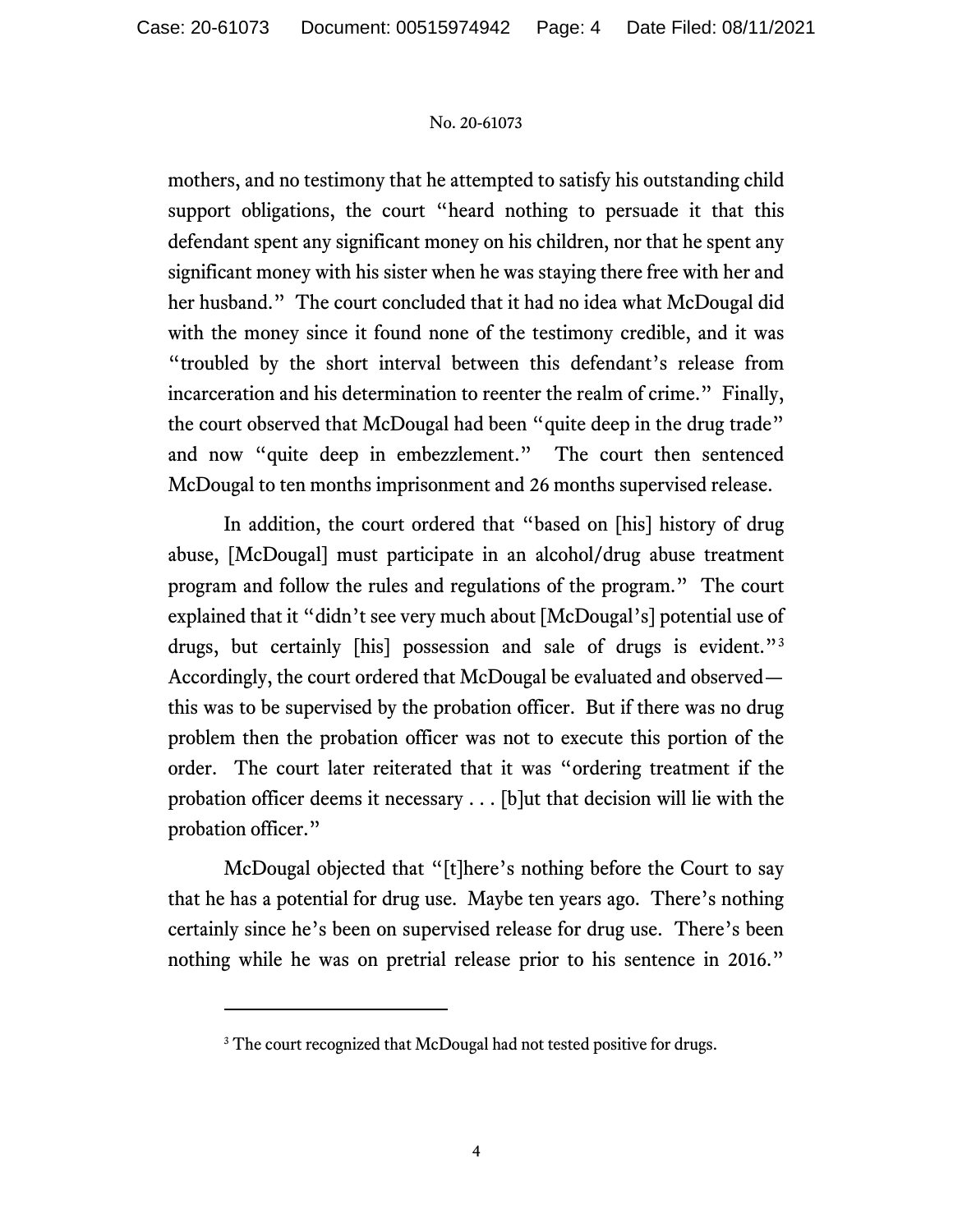mothers, and no testimony that he attempted to satisfy his outstanding child support obligations, the court "heard nothing to persuade it that this defendant spent any significant money on his children, nor that he spent any significant money with his sister when he was staying there free with her and her husband." The court concluded that it had no idea what McDougal did with the money since it found none of the testimony credible, and it was "troubled by the short interval between this defendant's release from incarceration and his determination to reenter the realm of crime." Finally, the court observed that McDougal had been "quite deep in the drug trade" and now "quite deep in embezzlement." The court then sentenced McDougal to ten months imprisonment and 26 months supervised release.

In addition, the court ordered that "based on [his] history of drug abuse, [McDougal] must participate in an alcohol/drug abuse treatment program and follow the rules and regulations of the program." The court explained that it "didn't see very much about [McDougal's] potential use of drugs, but certainly [his] possession and sale of drugs is evident."[3] Accordingly, the court ordered that McDougal be evaluated and observed—this was to be supervised by the probation officer. But if there was no drug problem then the probation officer was not to execute this portion of the order. The court later reiterated that it was "ordering treatment if the probation officer deems it necessary . . . [b]ut that decision will lie with the probation officer."

McDougal objected that "[t]here's nothing before the Court to say that he has a potential for drug use. Maybe ten years ago. There's nothing certainly since he's been on supervised release for drug use. There's been nothing while he was on pretrial release prior to his sentence in 2016."

[3] The court recognized that McDougal had not tested positive for drugs.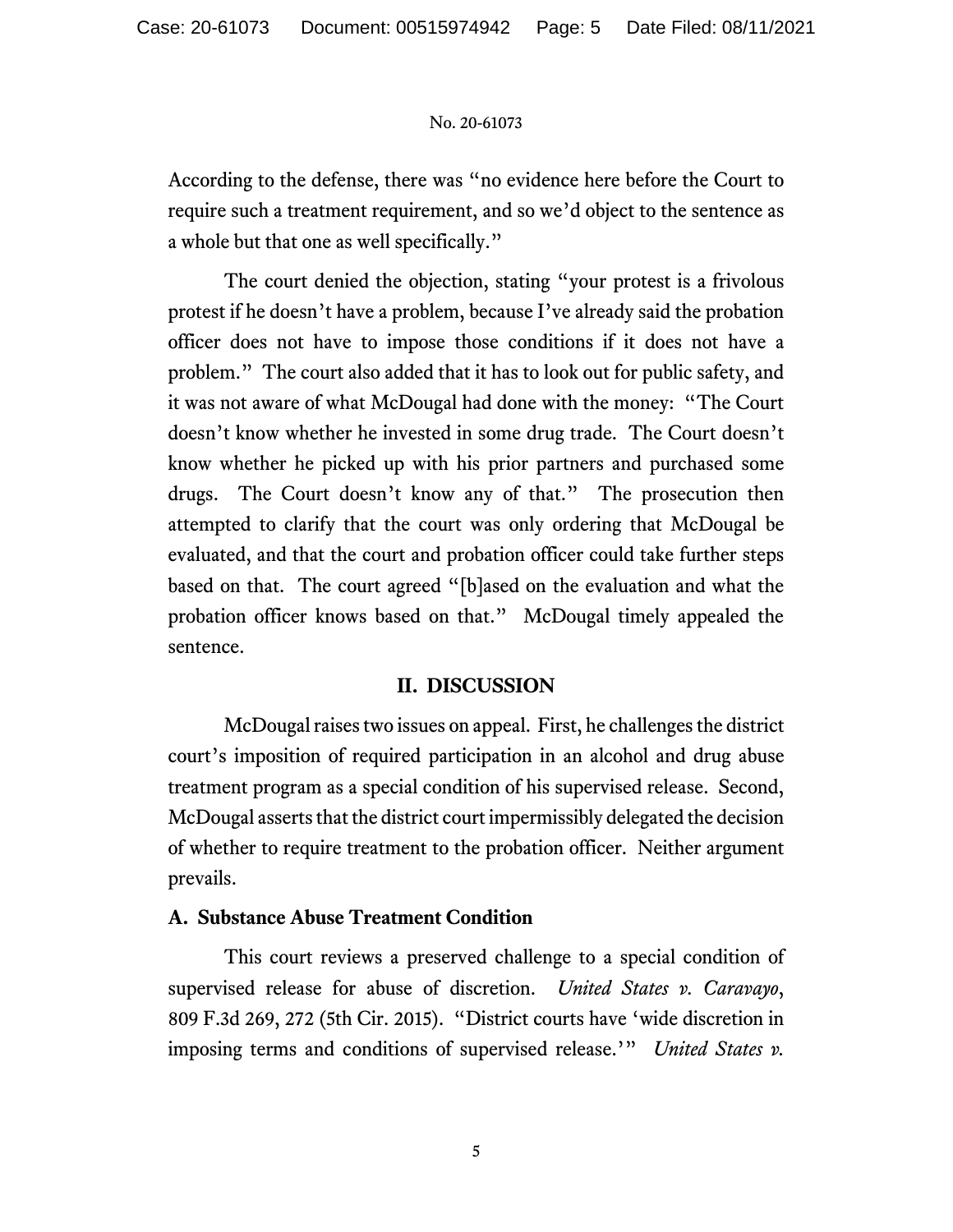According to the defense, there was "no evidence here before the Court to require such a treatment requirement, and so we'd object to the sentence as a whole but that one as well specifically."

The court denied the objection, stating "your protest is a frivolous protest if he doesn't have a problem, because I've already said the probation officer does not have to impose those conditions if it does not have a problem." The court also added that it has to look out for public safety, and it was not aware of what McDougal had done with the money: "The Court doesn't know whether he invested in some drug trade. The Court doesn't know whether he picked up with his prior partners and purchased some drugs. The Court doesn't know any of that." The prosecution then attempted to clarify that the court was only ordering that McDougal be evaluated, and that the court and probation officer could take further steps based on that. The court agreed "[b]ased on the evaluation and what the probation officer knows based on that." McDougal timely appealed the sentence.

## II. DISCUSSION

McDougal raises two issues on appeal. First, he challenges the district court's imposition of required participation in an alcohol and drug abuse treatment program as a special condition of his supervised release. Second, McDougal asserts that the district court impermissibly delegated the decision of whether to require treatment to the probation officer. Neither argument prevails.

### A. Substance Abuse Treatment Condition

This court reviews a preserved challenge to a special condition of supervised release for abuse of discretion. *United States v. Caravayo*, 809 F.3d 269, 272 (5th Cir. 2015). "District courts have 'wide discretion in imposing terms and conditions of supervised release.'" *United States v.*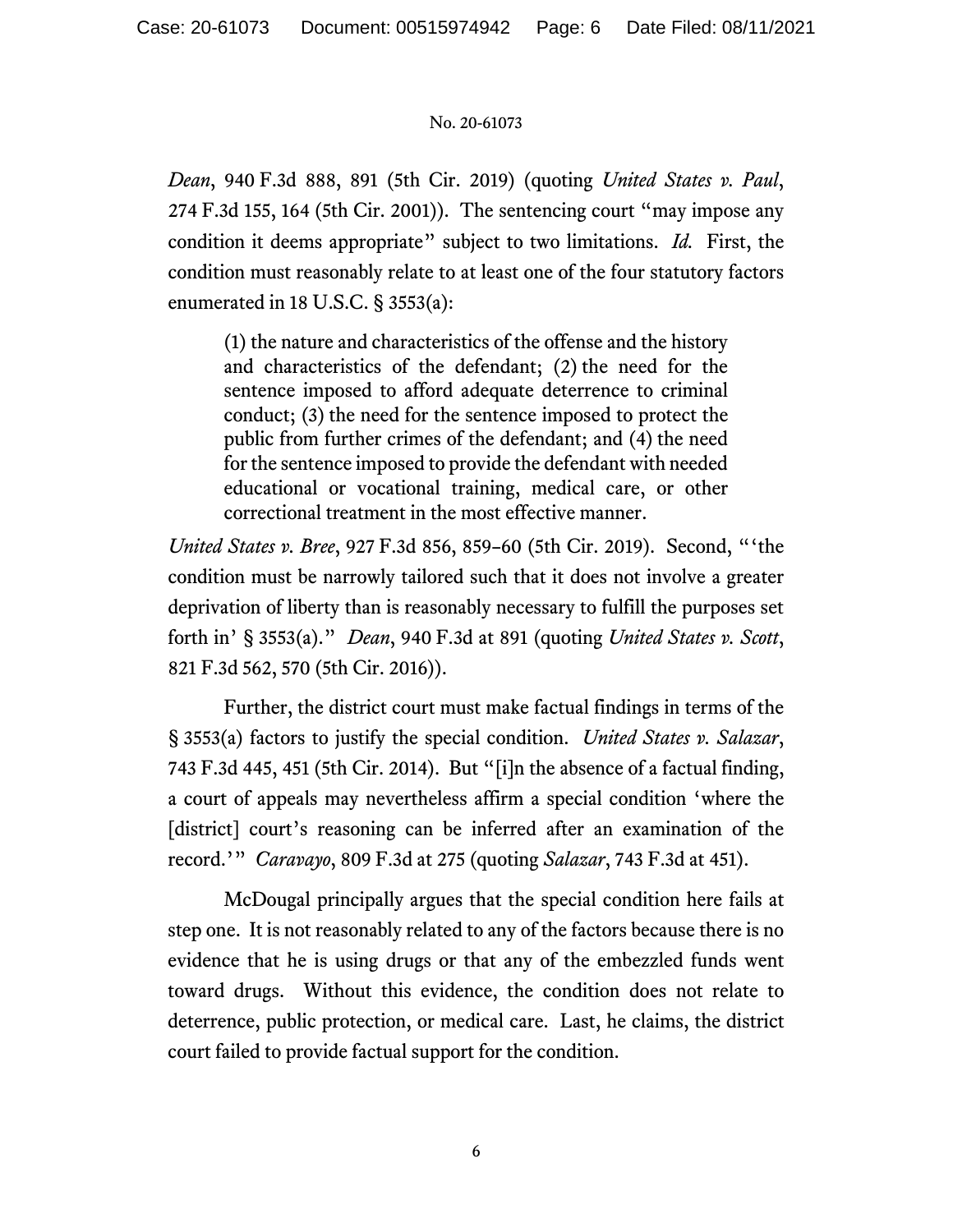*Dean*, 940 F.3d 888, 891 (5th Cir. 2019) (quoting *United States v. Paul*, 274 F.3d 155, 164 (5th Cir. 2001)). The sentencing court "may impose any condition it deems appropriate" subject to two limitations. *Id.* First, the condition must reasonably relate to at least one of the four statutory factors enumerated in 18 U.S.C. § 3553(a):

> (1) the nature and characteristics of the offense and the history and characteristics of the defendant; (2) the need for the sentence imposed to afford adequate deterrence to criminal conduct; (3) the need for the sentence imposed to protect the public from further crimes of the defendant; and (4) the need for the sentence imposed to provide the defendant with needed educational or vocational training, medical care, or other correctional treatment in the most effective manner.

*United States v. Bree*, 927 F.3d 856, 859–60 (5th Cir. 2019). Second, "'the condition must be narrowly tailored such that it does not involve a greater deprivation of liberty than is reasonably necessary to fulfill the purposes set forth in' § 3553(a)." *Dean*, 940 F.3d at 891 (quoting *United States v. Scott*, 821 F.3d 562, 570 (5th Cir. 2016)).

Further, the district court must make factual findings in terms of the § 3553(a) factors to justify the special condition. *United States v. Salazar*, 743 F.3d 445, 451 (5th Cir. 2014). But "[i]n the absence of a factual finding, a court of appeals may nevertheless affirm a special condition 'where the [district] court's reasoning can be inferred after an examination of the record.'" *Caravayo*, 809 F.3d at 275 (quoting *Salazar*, 743 F.3d at 451).

McDougal principally argues that the special condition here fails at step one. It is not reasonably related to any of the factors because there is no evidence that he is using drugs or that any of the embezzled funds went toward drugs. Without this evidence, the condition does not relate to deterrence, public protection, or medical care. Last, he claims, the district court failed to provide factual support for the condition.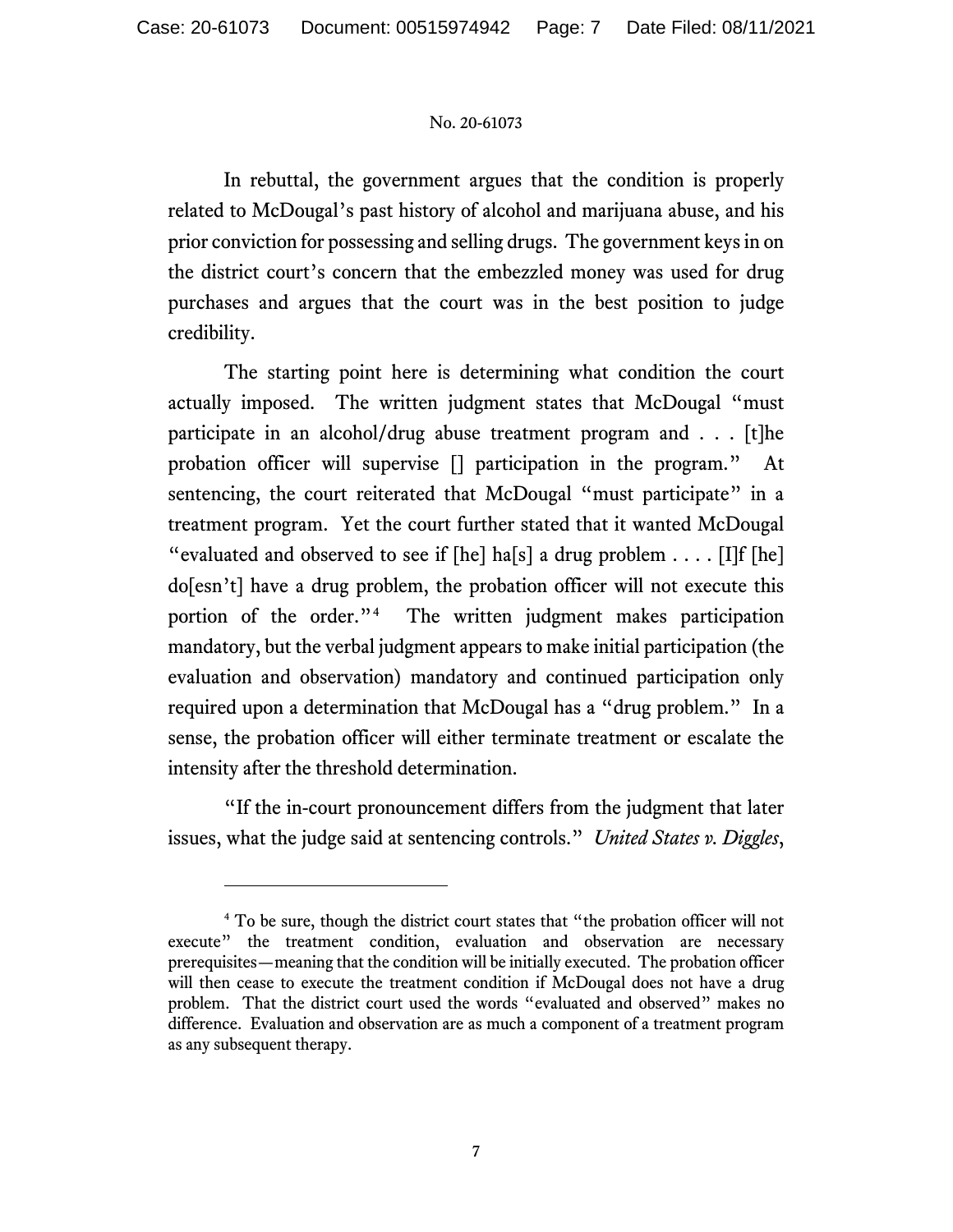In rebuttal, the government argues that the condition is properly related to McDougal's past history of alcohol and marijuana abuse, and his prior conviction for possessing and selling drugs. The government keys in on the district court's concern that the embezzled money was used for drug purchases and argues that the court was in the best position to judge credibility.

The starting point here is determining what condition the court actually imposed. The written judgment states that McDougal "must participate in an alcohol/drug abuse treatment program and . . . [t]he probation officer will supervise [] participation in the program." At sentencing, the court reiterated that McDougal "must participate" in a treatment program. Yet the court further stated that it wanted McDougal "evaluated and observed to see if [he] ha[s] a drug problem . . . . [I]f [he] do[esn't] have a drug problem, the probation officer will not execute this portion of the order."[4] The written judgment makes participation mandatory, but the verbal judgment appears to make initial participation (the evaluation and observation) mandatory and continued participation only required upon a determination that McDougal has a "drug problem." In a sense, the probation officer will either terminate treatment or escalate the intensity after the threshold determination.

"If the in-court pronouncement differs from the judgment that later issues, what the judge said at sentencing controls." *United States v. Diggles*,

---

[4] To be sure, though the district court states that "the probation officer will not execute" the treatment condition, evaluation and observation are necessary prerequisites—meaning that the condition will be initially executed. The probation officer will then cease to execute the treatment condition if McDougal does not have a drug problem. That the district court used the words "evaluated and observed" makes no difference. Evaluation and observation are as much a component of a treatment program as any subsequent therapy.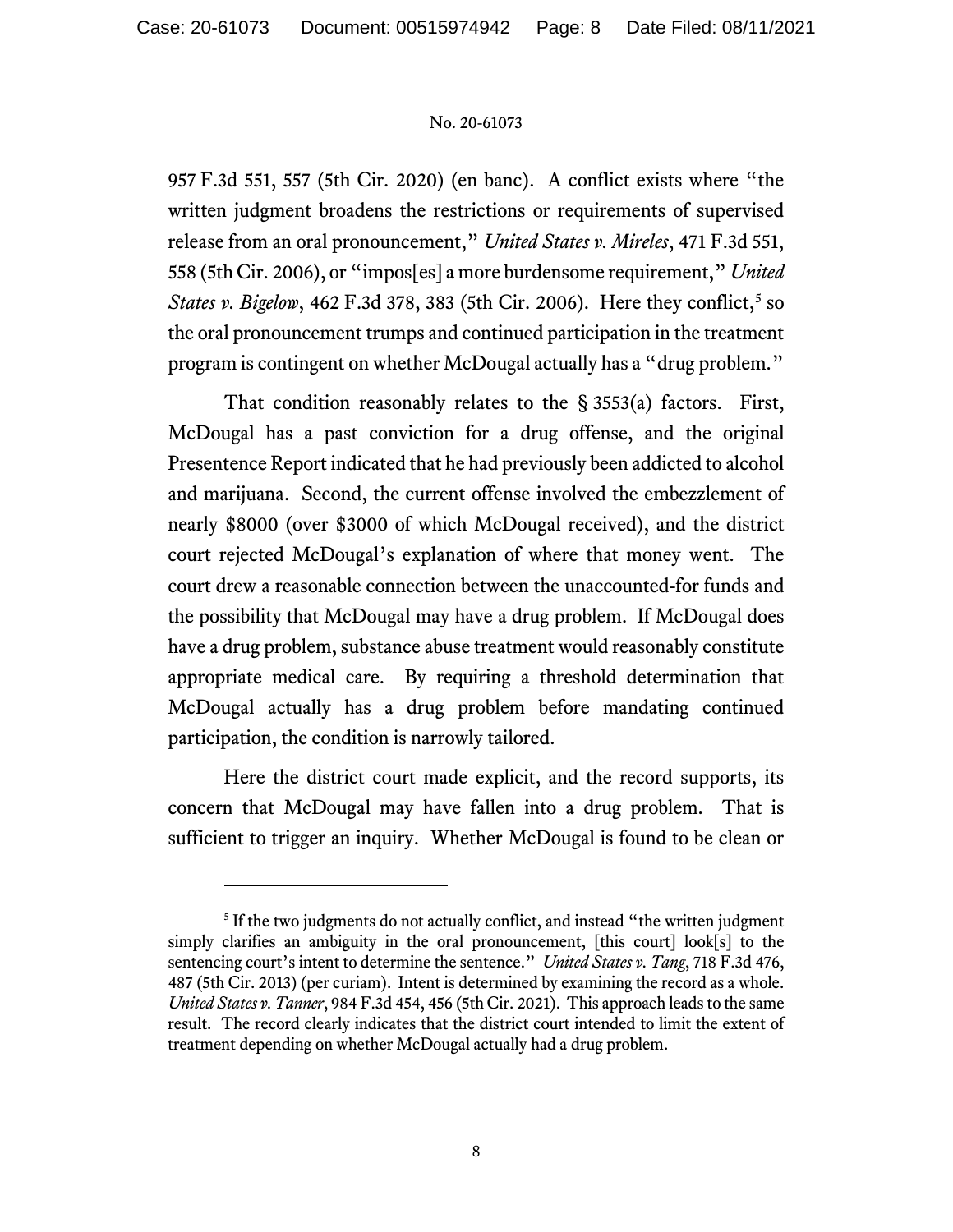957 F.3d 551, 557 (5th Cir. 2020) (en banc). A conflict exists where "the written judgment broadens the restrictions or requirements of supervised release from an oral pronouncement," *United States v. Mireles*, 471 F.3d 551, 558 (5th Cir. 2006), or "impos[es] a more burdensome requirement," *United States v. Bigelow*, 462 F.3d 378, 383 (5th Cir. 2006). Here they conflict,[5] so the oral pronouncement trumps and continued participation in the treatment program is contingent on whether McDougal actually has a "drug problem."

That condition reasonably relates to the § 3553(a) factors. First, McDougal has a past conviction for a drug offense, and the original Presentence Report indicated that he had previously been addicted to alcohol and marijuana. Second, the current offense involved the embezzlement of nearly $8000 (over $3000 of which McDougal received), and the district court rejected McDougal's explanation of where that money went. The court drew a reasonable connection between the unaccounted-for funds and the possibility that McDougal may have a drug problem. If McDougal does have a drug problem, substance abuse treatment would reasonably constitute appropriate medical care. By requiring a threshold determination that McDougal actually has a drug problem before mandating continued participation, the condition is narrowly tailored.

Here the district court made explicit, and the record supports, its concern that McDougal may have fallen into a drug problem. That is sufficient to trigger an inquiry. Whether McDougal is found to be clean or

---

[5] If the two judgments do not actually conflict, and instead "the written judgment simply clarifies an ambiguity in the oral pronouncement, [this court] look[s] to the sentencing court's intent to determine the sentence." *United States v. Tang*, 718 F.3d 476, 487 (5th Cir. 2013) (per curiam). Intent is determined by examining the record as a whole. *United States v. Tanner*, 984 F.3d 454, 456 (5th Cir. 2021). This approach leads to the same result. The record clearly indicates that the district court intended to limit the extent of treatment depending on whether McDougal actually had a drug problem.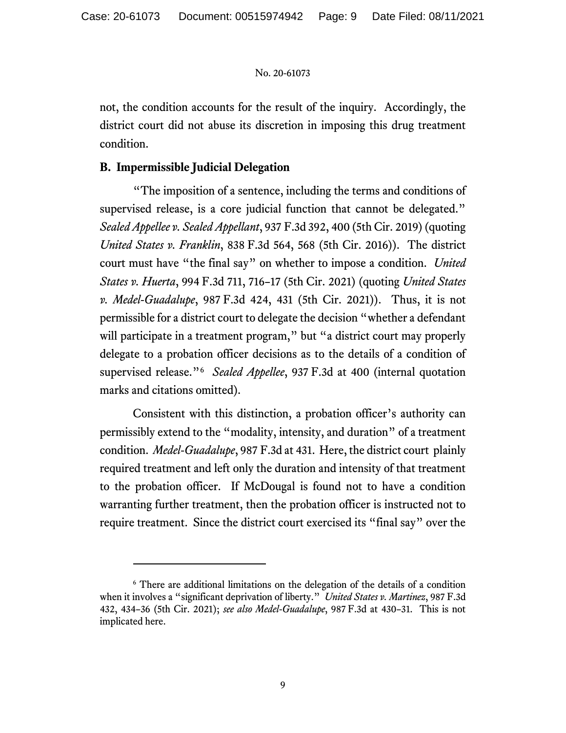not, the condition accounts for the result of the inquiry. Accordingly, the district court did not abuse its discretion in imposing this drug treatment condition.

## B. Impermissible Judicial Delegation

"The imposition of a sentence, including the terms and conditions of supervised release, is a core judicial function that cannot be delegated." *Sealed Appellee v. Sealed Appellant*, 937 F.3d 392, 400 (5th Cir. 2019) (quoting *United States v. Franklin*, 838 F.3d 564, 568 (5th Cir. 2016)). The district court must have "the final say" on whether to impose a condition. *United States v. Huerta*, 994 F.3d 711, 716–17 (5th Cir. 2021) (quoting *United States v. Medel-Guadalupe*, 987 F.3d 424, 431 (5th Cir. 2021)). Thus, it is not permissible for a district court to delegate the decision "whether a defendant will participate in a treatment program," but "a district court may properly delegate to a probation officer decisions as to the details of a condition of supervised release."[6] *Sealed Appellee*, 937 F.3d at 400 (internal quotation marks and citations omitted).

Consistent with this distinction, a probation officer's authority can permissibly extend to the "modality, intensity, and duration" of a treatment condition. *Medel-Guadalupe*, 987 F.3d at 431. Here, the district court plainly required treatment and left only the duration and intensity of that treatment to the probation officer. If McDougal is found not to have a condition warranting further treatment, then the probation officer is instructed not to require treatment. Since the district court exercised its "final say" over the

---

[6] There are additional limitations on the delegation of the details of a condition when it involves a "significant deprivation of liberty." *United States v. Martinez*, 987 F.3d 432, 434–36 (5th Cir. 2021); *see also Medel-Guadalupe*, 987 F.3d at 430–31. This is not implicated here.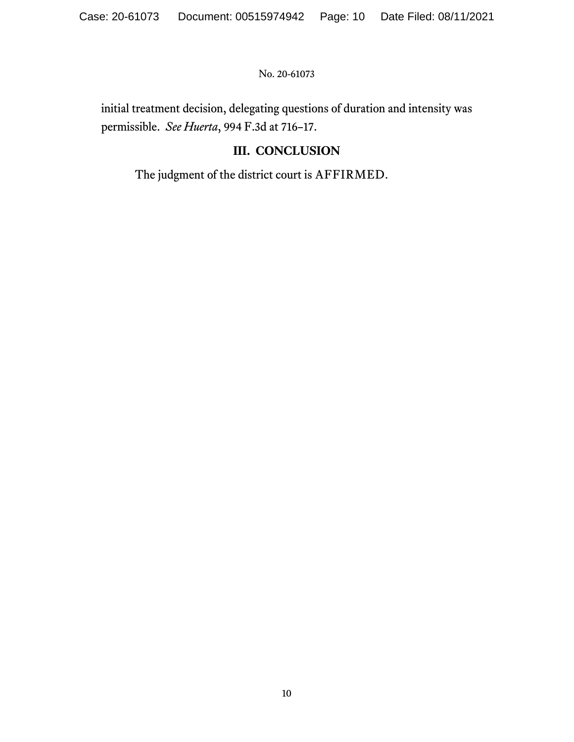initial treatment decision, delegating questions of duration and intensity was permissible. *See Huerta*, 994 F.3d at 716–17.

## III. CONCLUSION

The judgment of the district court is AFFIRMED.